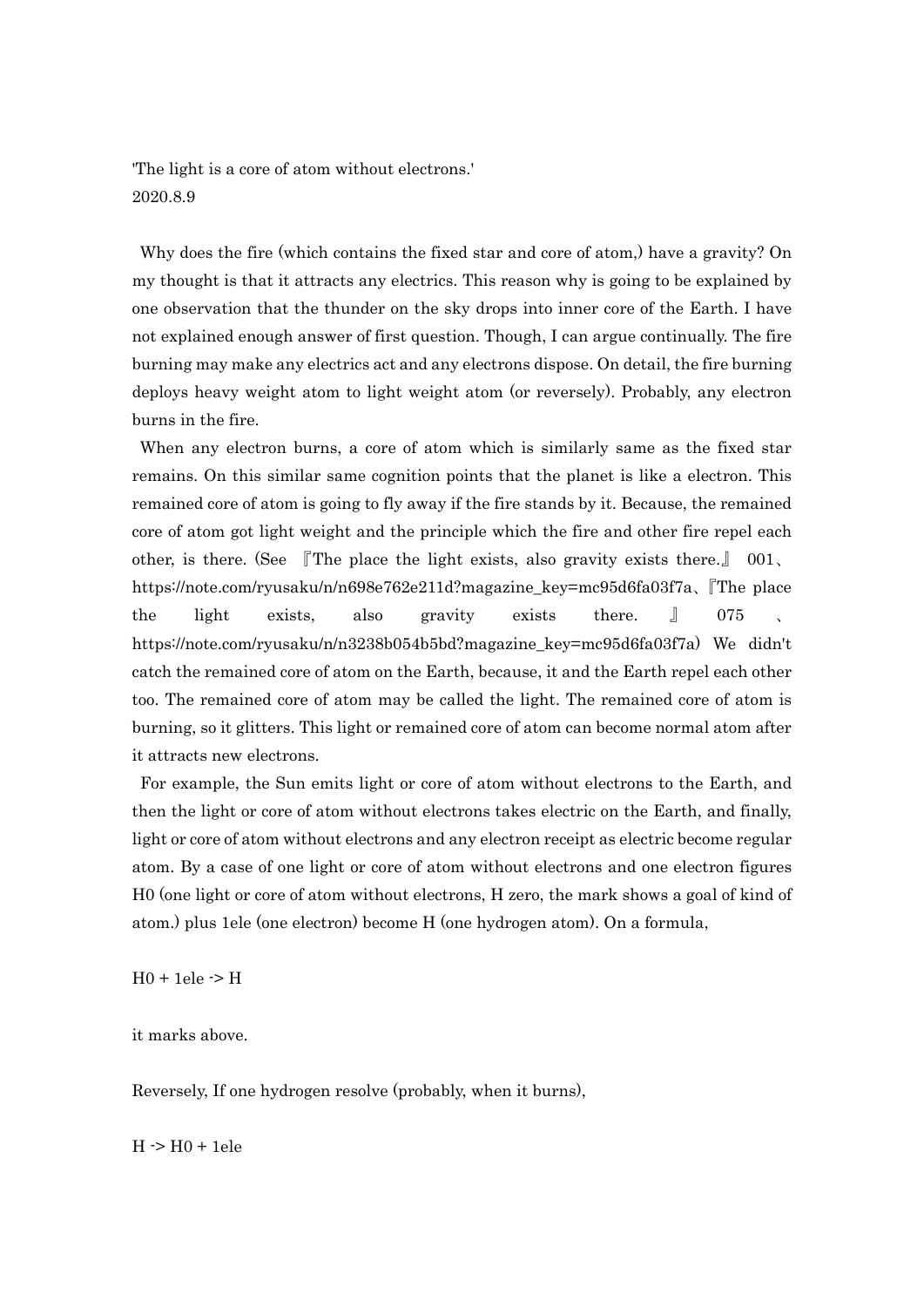'The light is a core of atom without electrons.'
2020.8.9

Why does the fire (which contains the fixed star and core of atom,) have a gravity? On my thought is that it attracts any electrics. This reason why is going to be explained by one observation that the thunder on the sky drops into inner core of the Earth. I have not explained enough answer of first question. Though, I can argue continually. The fire burning may make any electrics act and any electrons dispose. On detail, the fire burning deploys heavy weight atom to light weight atom (or reversely). Probably, any electron burns in the fire.

When any electron burns, a core of atom which is similarly same as the fixed star remains. On this similar same cognition points that the planet is like a electron. This remained core of atom is going to fly away if the fire stands by it. Because, the remained core of atom got light weight and the principle which the fire and other fire repel each other, is there. (See 『The place the light exists, also gravity exists there.』 001、https://note.com/ryusaku/n/n698e762e211d?magazine_key=mc95d6fa03f7a、『The place the light exists, also gravity exists there.』 075 、https://note.com/ryusaku/n/n3238b054b5bd?magazine_key=mc95d6fa03f7a) We didn't catch the remained core of atom on the Earth, because, it and the Earth repel each other too. The remained core of atom may be called the light. The remained core of atom is burning, so it glitters. This light or remained core of atom can become normal atom after it attracts new electrons.

For example, the Sun emits light or core of atom without electrons to the Earth, and then the light or core of atom without electrons takes electric on the Earth, and finally, light or core of atom without electrons and any electron receipt as electric become regular atom. By a case of one light or core of atom without electrons and one electron figures H0 (one light or core of atom without electrons, H zero, the mark shows a goal of kind of atom.) plus 1ele (one electron) become H (one hydrogen atom). On a formula,

$$H0 + 1ele \rightarrow H$$

it marks above.

Reversely, If one hydrogen resolve (probably, when it burns),

$$H \rightarrow H0 + 1ele$$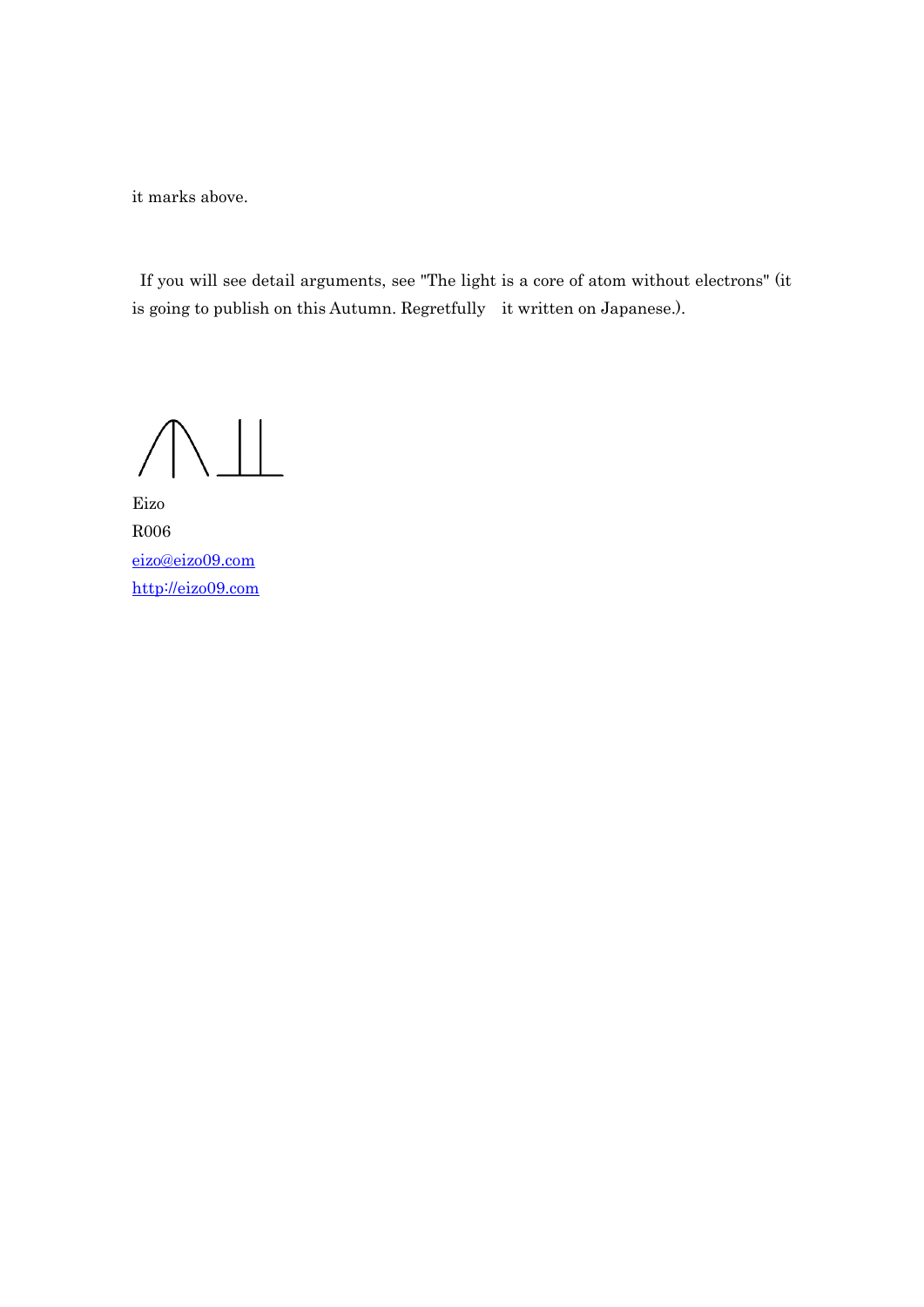it marks above.

If you will see detail arguments, see "The light is a core of atom without electrons" (it is going to publish on this Autumn. Regretfully it written on Japanese.).

Eizo
R006
eizo@eizo09.com
http://eizo09.com